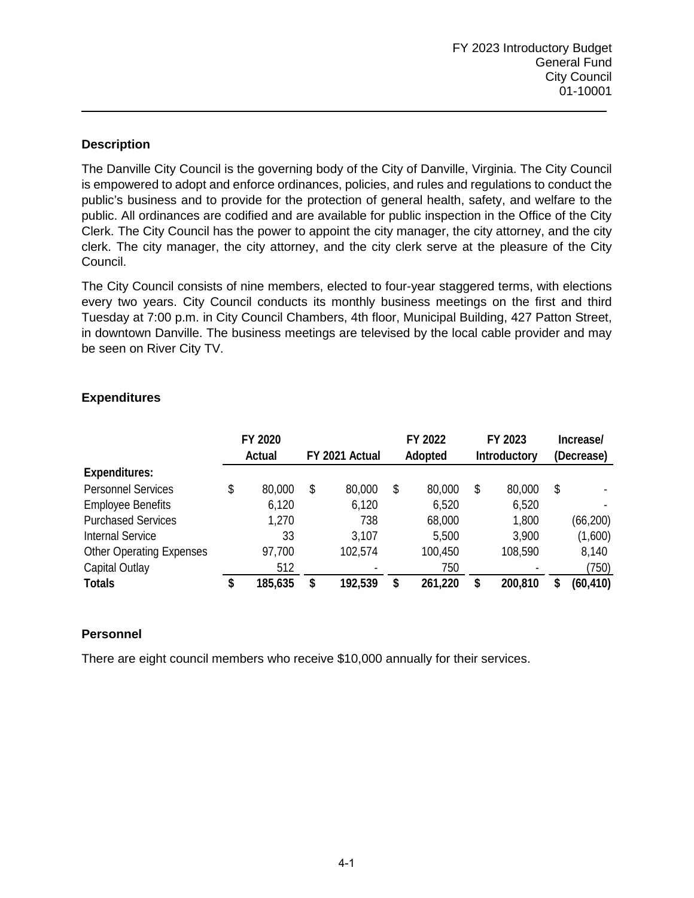FY 2023 Introductory Budget
General Fund
City Council
01-10001

## Description

The Danville City Council is the governing body of the City of Danville, Virginia. The City Council is empowered to adopt and enforce ordinances, policies, and rules and regulations to conduct the public's business and to provide for the protection of general health, safety, and welfare to the public. All ordinances are codified and are available for public inspection in the Office of the City Clerk. The City Council has the power to appoint the city manager, the city attorney, and the city clerk. The city manager, the city attorney, and the city clerk serve at the pleasure of the City Council.

The City Council consists of nine members, elected to four-year staggered terms, with elections every two years. City Council conducts its monthly business meetings on the first and third Tuesday at 7:00 p.m. in City Council Chambers, 4th floor, Municipal Building, 427 Patton Street, in downtown Danville. The business meetings are televised by the local cable provider and may be seen on River City TV.

## Expenditures

| | FY 2020 Actual | FY 2021 Actual | FY 2022 Adopted | FY 2023 Introductory | Increase/ (Decrease) |
|---|---|---|---|---|---|
| **Expenditures:** | | | | | |
| Personnel Services | $ 80,000 | $ 80,000 | $ 80,000 | $ 80,000 | $ - |
| Employee Benefits | 6,120 | 6,120 | 6,520 | 6,520 | - |
| Purchased Services | 1,270 | 738 | 68,000 | 1,800 | (66,200) |
| Internal Service | 33 | 3,107 | 5,500 | 3,900 | (1,600) |
| Other Operating Expenses | 97,700 | 102,574 | 100,450 | 108,590 | 8,140 |
| Capital Outlay | 512 | - | 750 | - | (750) |
| **Totals** | **$ 185,635** | **$ 192,539** | **$ 261,220** | **$ 200,810** | **$ (60,410)** |

## Personnel

There are eight council members who receive $10,000 annually for their services.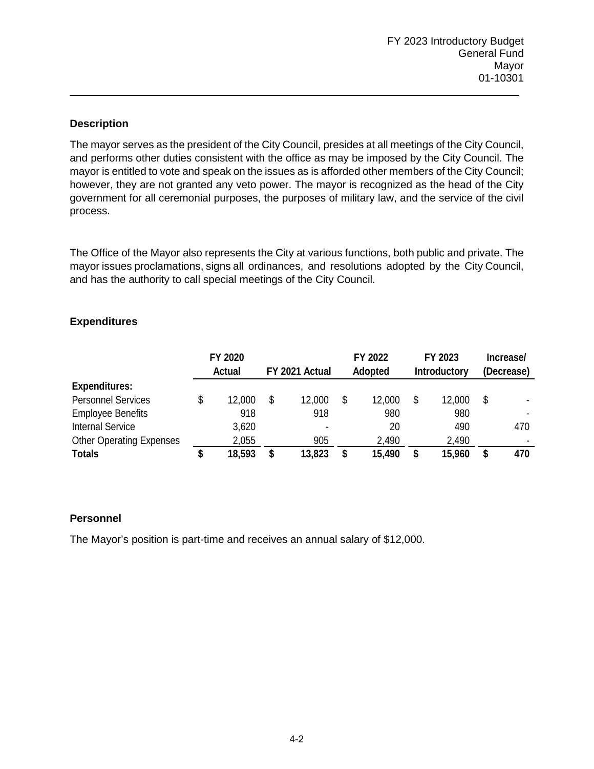FY 2023 Introductory Budget
General Fund
Mayor
01-10301

## Description

The mayor serves as the president of the City Council, presides at all meetings of the City Council, and performs other duties consistent with the office as may be imposed by the City Council. The mayor is entitled to vote and speak on the issues as is afforded other members of the City Council; however, they are not granted any veto power. The mayor is recognized as the head of the City government for all ceremonial purposes, the purposes of military law, and the service of the civil process.

The Office of the Mayor also represents the City at various functions, both public and private. The mayor issues proclamations, signs all ordinances, and resolutions adopted by the City Council, and has the authority to call special meetings of the City Council.

## Expenditures

| | FY 2020 Actual | FY 2021 Actual | FY 2022 Adopted | FY 2023 Introductory | Increase/ (Decrease) |
|---|---|---|---|---|---|
| **Expenditures:** | | | | | |
| Personnel Services | $ 12,000 | $ 12,000 | $ 12,000 | $ 12,000 | $ - |
| Employee Benefits | 918 | 918 | 980 | 980 | - |
| Internal Service | 3,620 | - | 20 | 490 | 470 |
| Other Operating Expenses | 2,055 | 905 | 2,490 | 2,490 | - |
| **Totals** | **$ 18,593** | **$ 13,823** | **$ 15,490** | **$ 15,960** | **$ 470** |

## Personnel

The Mayor's position is part-time and receives an annual salary of $12,000.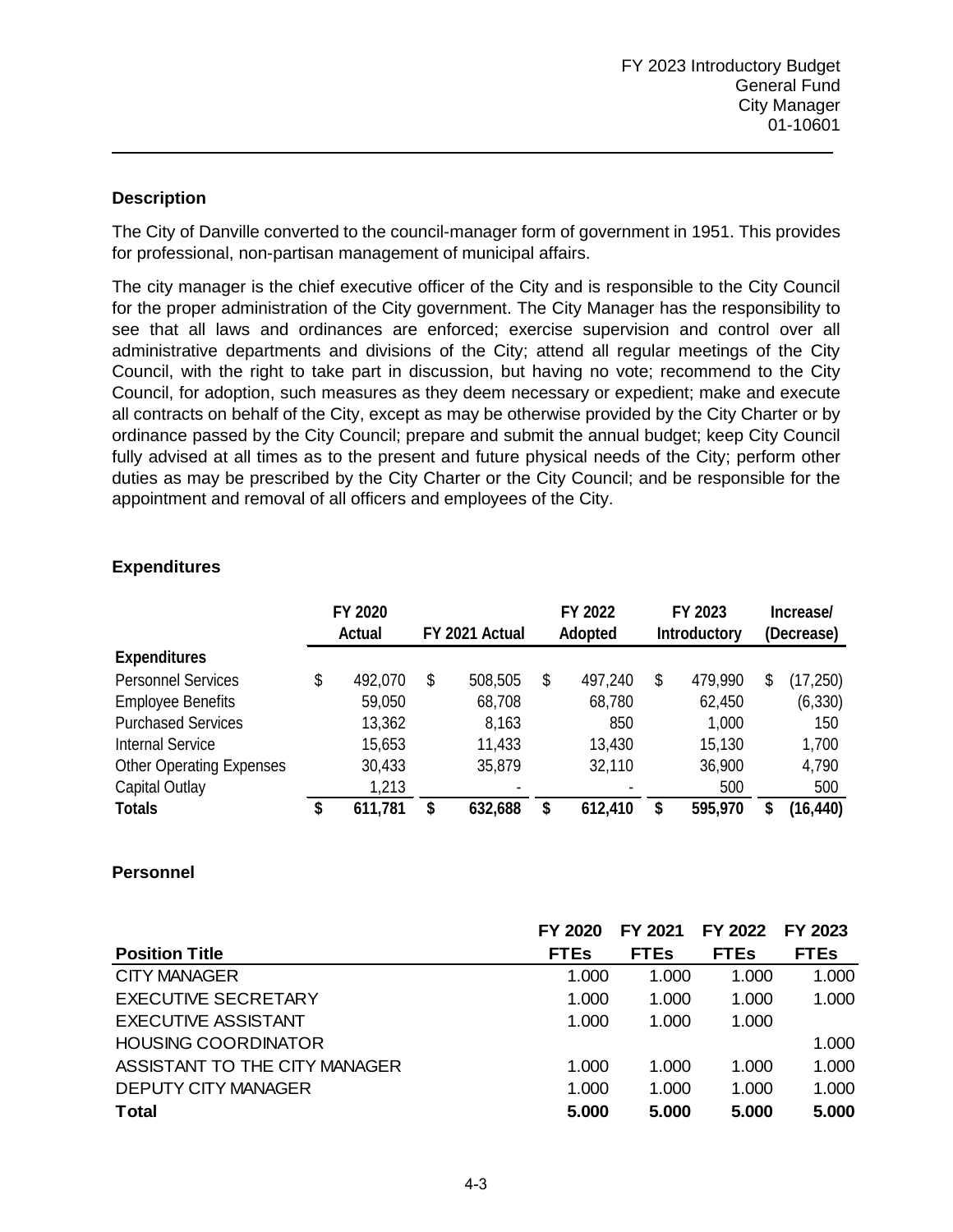FY 2023 Introductory Budget
General Fund
City Manager
01-10601

## Description

The City of Danville converted to the council-manager form of government in 1951. This provides for professional, non-partisan management of municipal affairs.

The city manager is the chief executive officer of the City and is responsible to the City Council for the proper administration of the City government. The City Manager has the responsibility to see that all laws and ordinances are enforced; exercise supervision and control over all administrative departments and divisions of the City; attend all regular meetings of the City Council, with the right to take part in discussion, but having no vote; recommend to the City Council, for adoption, such measures as they deem necessary or expedient; make and execute all contracts on behalf of the City, except as may be otherwise provided by the City Charter or by ordinance passed by the City Council; prepare and submit the annual budget; keep City Council fully advised at all times as to the present and future physical needs of the City; perform other duties as may be prescribed by the City Charter or the City Council; and be responsible for the appointment and removal of all officers and employees of the City.

## Expenditures

| | FY 2020 Actual | FY 2021 Actual | FY 2022 Adopted | FY 2023 Introductory | Increase/ (Decrease) |
|---|---|---|---|---|---|
| **Expenditures** | | | | | |
| Personnel Services | $ 492,070 | $ 508,505 | $ 497,240 | $ 479,990 | $ (17,250) |
| Employee Benefits | 59,050 | 68,708 | 68,780 | 62,450 | (6,330) |
| Purchased Services | 13,362 | 8,163 | 850 | 1,000 | 150 |
| Internal Service | 15,653 | 11,433 | 13,430 | 15,130 | 1,700 |
| Other Operating Expenses | 30,433 | 35,879 | 32,110 | 36,900 | 4,790 |
| Capital Outlay | 1,213 | - | - | 500 | 500 |
| **Totals** | **$ 611,781** | **$ 632,688** | **$ 612,410** | **$ 595,970** | **$ (16,440)** |

## Personnel

| Position Title | FY 2020 FTEs | FY 2021 FTEs | FY 2022 FTEs | FY 2023 FTEs |
|---|---|---|---|---|
| CITY MANAGER | 1.000 | 1.000 | 1.000 | 1.000 |
| EXECUTIVE SECRETARY | 1.000 | 1.000 | 1.000 | 1.000 |
| EXECUTIVE ASSISTANT | 1.000 | 1.000 | 1.000 | |
| HOUSING COORDINATOR | | | | 1.000 |
| ASSISTANT TO THE CITY MANAGER | 1.000 | 1.000 | 1.000 | 1.000 |
| DEPUTY CITY MANAGER | 1.000 | 1.000 | 1.000 | 1.000 |
| **Total** | **5.000** | **5.000** | **5.000** | **5.000** |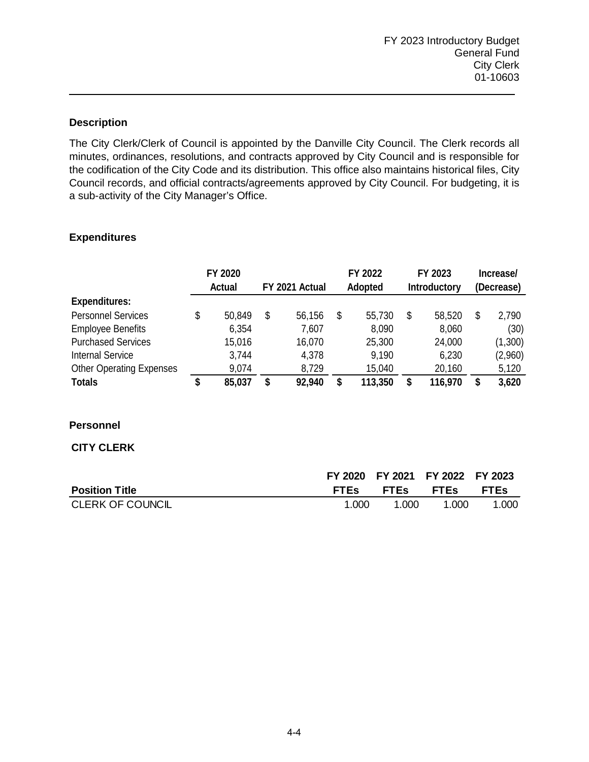FY 2023 Introductory Budget
General Fund
City Clerk
01-10603

## Description

The City Clerk/Clerk of Council is appointed by the Danville City Council. The Clerk records all minutes, ordinances, resolutions, and contracts approved by City Council and is responsible for the codification of the City Code and its distribution. This office also maintains historical files, City Council records, and official contracts/agreements approved by City Council. For budgeting, it is a sub-activity of the City Manager's Office.

## Expenditures

| | FY 2020 Actual | FY 2021 Actual | FY 2022 Adopted | FY 2023 Introductory | Increase/ (Decrease) |
|---|---|---|---|---|---|
| **Expenditures:** | | | | | |
| Personnel Services | $ 50,849 | $ 56,156 | $ 55,730 | $ 58,520 | $ 2,790 |
| Employee Benefits | 6,354 | 7,607 | 8,090 | 8,060 | (30) |
| Purchased Services | 15,016 | 16,070 | 25,300 | 24,000 | (1,300) |
| Internal Service | 3,744 | 4,378 | 9,190 | 6,230 | (2,960) |
| Other Operating Expenses | 9,074 | 8,729 | 15,040 | 20,160 | 5,120 |
| **Totals** | **$ 85,037** | **$ 92,940** | **$ 113,350** | **$ 116,970** | **$ 3,620** |

## Personnel

**CITY CLERK**

| Position Title | FY 2020 FTEs | FY 2021 FTEs | FY 2022 FTEs | FY 2023 FTEs |
|---|---|---|---|---|
| CLERK OF COUNCIL | 1.000 | 1.000 | 1.000 | 1.000 |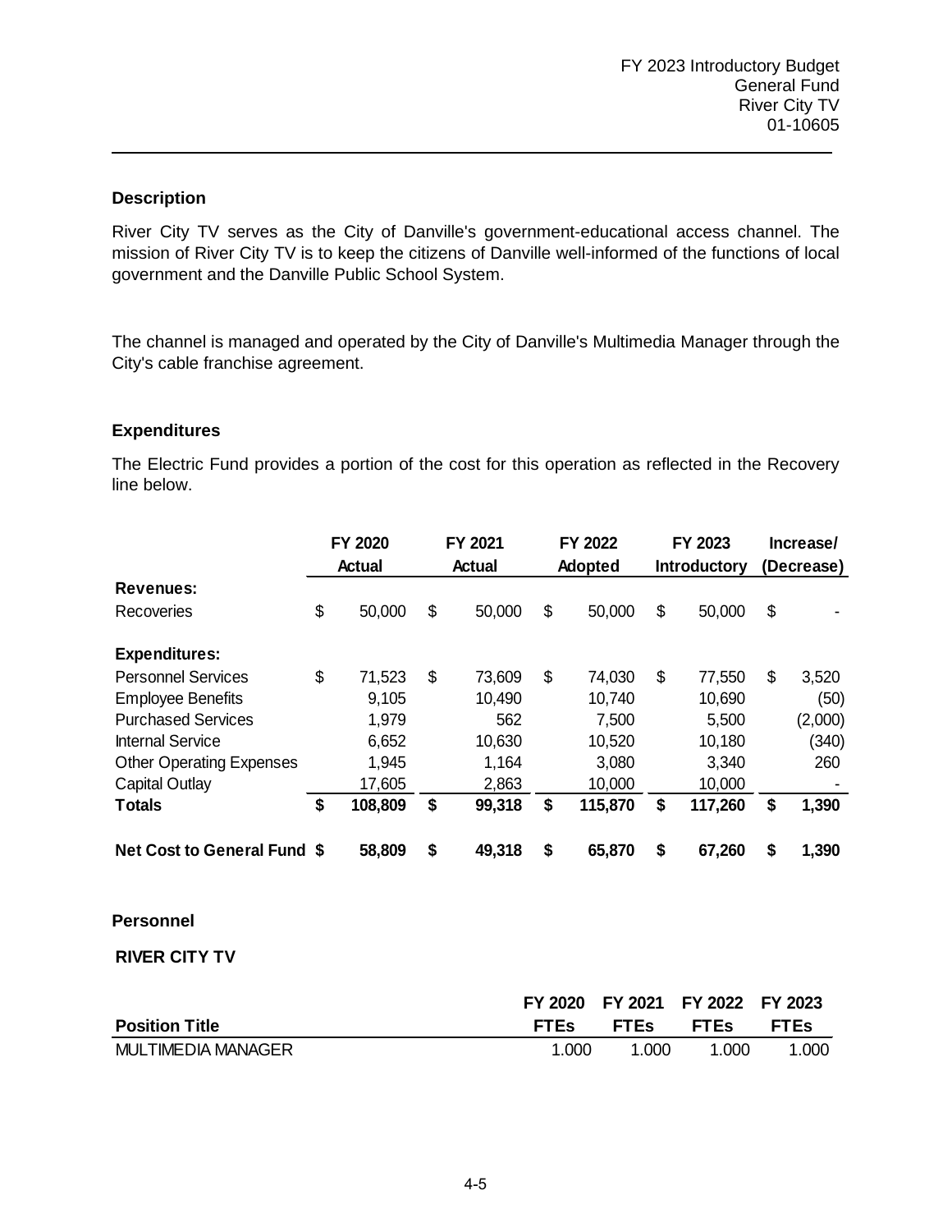FY 2023 Introductory Budget
General Fund
River City TV
01-10605

### Description

River City TV serves as the City of Danville's government-educational access channel. The mission of River City TV is to keep the citizens of Danville well-informed of the functions of local government and the Danville Public School System.

The channel is managed and operated by the City of Danville's Multimedia Manager through the City's cable franchise agreement.

### Expenditures

The Electric Fund provides a portion of the cost for this operation as reflected in the Recovery line below.

| | FY 2020 Actual | FY 2021 Actual | FY 2022 Adopted | FY 2023 Introductory | Increase/ (Decrease) |
|---|---|---|---|---|---|
| **Revenues:** | | | | | |
| Recoveries | $ 50,000 | $ 50,000 | $ 50,000 | $ 50,000 | $ - |
| **Expenditures:** | | | | | |
| Personnel Services | $ 71,523 | $ 73,609 | $ 74,030 | $ 77,550 | $ 3,520 |
| Employee Benefits | 9,105 | 10,490 | 10,740 | 10,690 | (50) |
| Purchased Services | 1,979 | 562 | 7,500 | 5,500 | (2,000) |
| Internal Service | 6,652 | 10,630 | 10,520 | 10,180 | (340) |
| Other Operating Expenses | 1,945 | 1,164 | 3,080 | 3,340 | 260 |
| Capital Outlay | 17,605 | 2,863 | 10,000 | 10,000 | - |
| **Totals** | **$ 108,809** | **$ 99,318** | **$ 115,870** | **$ 117,260** | **$ 1,390** |
| **Net Cost to General Fund** | **$ 58,809** | **$ 49,318** | **$ 65,870** | **$ 67,260** | **$ 1,390** |

### Personnel

**RIVER CITY TV**

| Position Title | FY 2020 FTEs | FY 2021 FTEs | FY 2022 FTEs | FY 2023 FTEs |
|---|---|---|---|---|
| MULTIMEDIA MANAGER | 1.000 | 1.000 | 1.000 | 1.000 |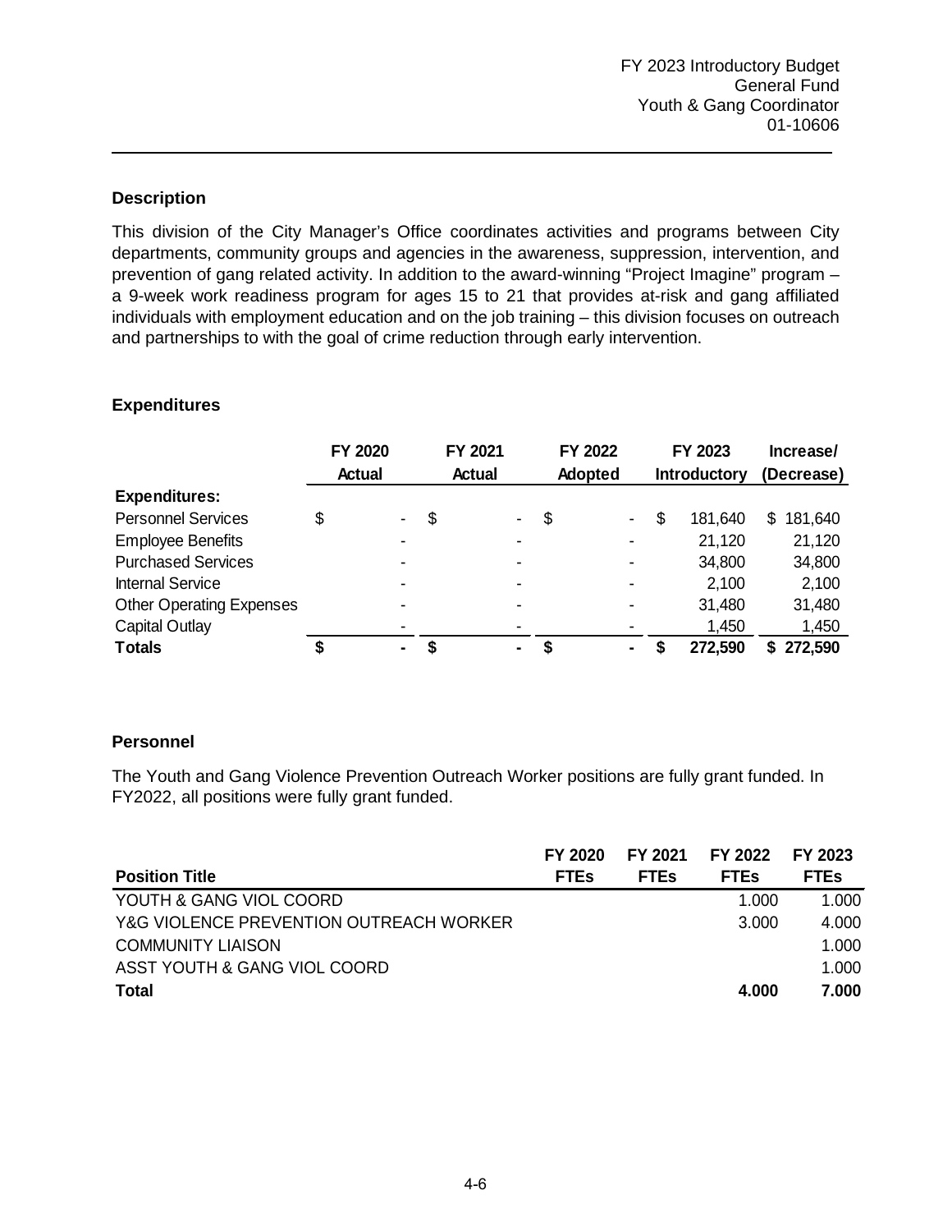FY 2023 Introductory Budget
General Fund
Youth & Gang Coordinator
01-10606

## Description

This division of the City Manager's Office coordinates activities and programs between City departments, community groups and agencies in the awareness, suppression, intervention, and prevention of gang related activity. In addition to the award-winning "Project Imagine" program – a 9-week work readiness program for ages 15 to 21 that provides at-risk and gang affiliated individuals with employment education and on the job training – this division focuses on outreach and partnerships to with the goal of crime reduction through early intervention.

## Expenditures

| | FY 2020 Actual | FY 2021 Actual | FY 2022 Adopted | FY 2023 Introductory | Increase/ (Decrease) |
|---|---|---|---|---|---|
| **Expenditures:** | | | | | |
| Personnel Services | $ - | $ - | $ - | $ 181,640 | $ 181,640 |
| Employee Benefits | - | - | - | 21,120 | 21,120 |
| Purchased Services | - | - | - | 34,800 | 34,800 |
| Internal Service | - | - | - | 2,100 | 2,100 |
| Other Operating Expenses | - | - | - | 31,480 | 31,480 |
| Capital Outlay | - | - | - | 1,450 | 1,450 |
| **Totals** | **$ -** | **$ -** | **$ -** | **$ 272,590** | **$ 272,590** |

## Personnel

The Youth and Gang Violence Prevention Outreach Worker positions are fully grant funded. In FY2022, all positions were fully grant funded.

| Position Title | FY 2020 FTEs | FY 2021 FTEs | FY 2022 FTEs | FY 2023 FTEs |
|---|---|---|---|---|
| YOUTH & GANG VIOL COORD | | | 1.000 | 1.000 |
| Y&G VIOLENCE PREVENTION OUTREACH WORKER | | | 3.000 | 4.000 |
| COMMUNITY LIAISON | | | | 1.000 |
| ASST YOUTH & GANG VIOL COORD | | | | 1.000 |
| **Total** | | | **4.000** | **7.000** |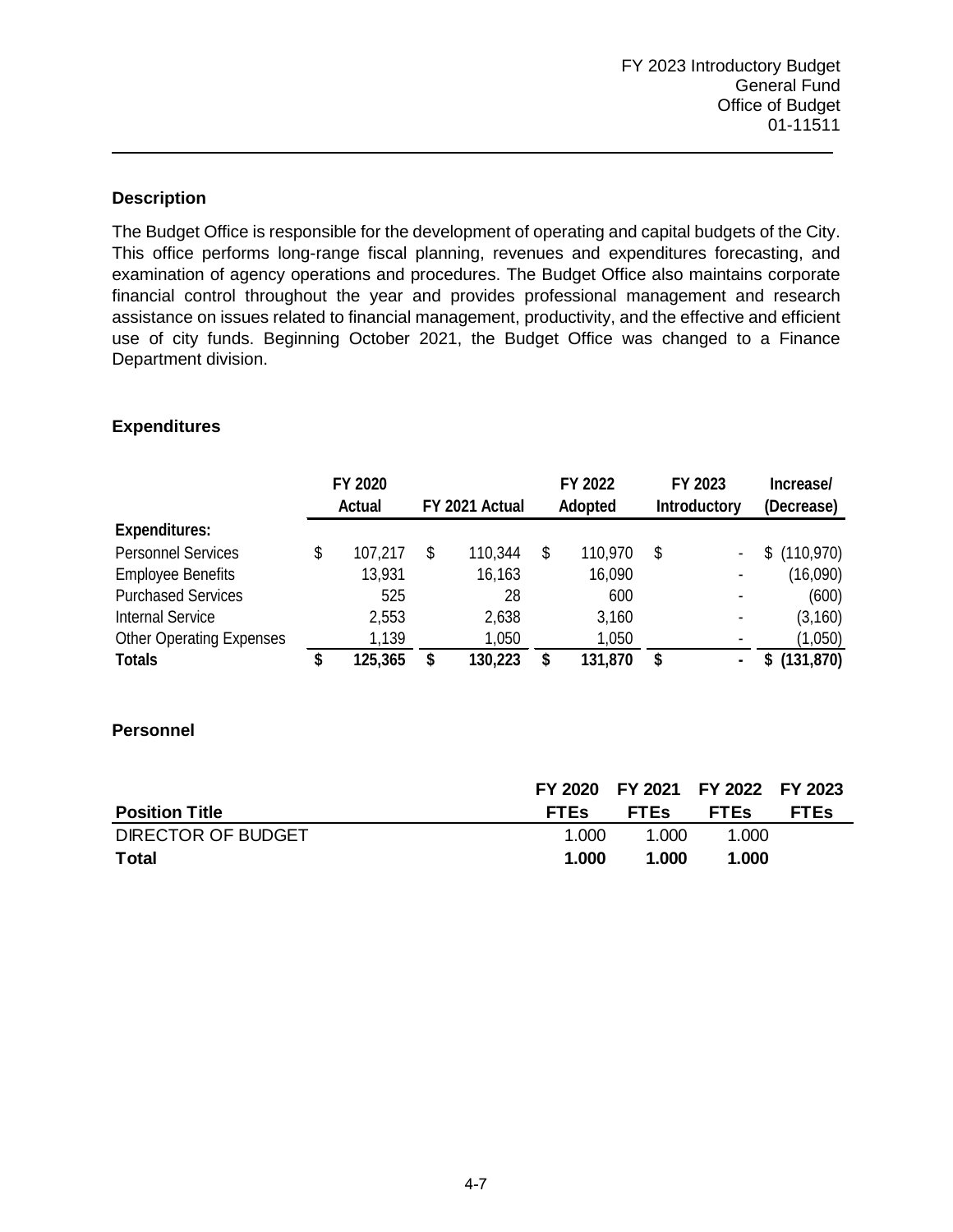FY 2023 Introductory Budget
General Fund
Office of Budget
01-11511

## Description

The Budget Office is responsible for the development of operating and capital budgets of the City. This office performs long-range fiscal planning, revenues and expenditures forecasting, and examination of agency operations and procedures. The Budget Office also maintains corporate financial control throughout the year and provides professional management and research assistance on issues related to financial management, productivity, and the effective and efficient use of city funds. Beginning October 2021, the Budget Office was changed to a Finance Department division.

## Expenditures

| | FY 2020 Actual | FY 2021 Actual | FY 2022 Adopted | FY 2023 Introductory | Increase/ (Decrease) |
|---|---|---|---|---|---|
| **Expenditures:** | | | | | |
| Personnel Services | $ 107,217 | $ 110,344 | $ 110,970 | $ - | $ (110,970) |
| Employee Benefits | 13,931 | 16,163 | 16,090 | - | (16,090) |
| Purchased Services | 525 | 28 | 600 | - | (600) |
| Internal Service | 2,553 | 2,638 | 3,160 | - | (3,160) |
| Other Operating Expenses | 1,139 | 1,050 | 1,050 | - | (1,050) |
| **Totals** | **$ 125,365** | **$ 130,223** | **$ 131,870** | **$ -** | **$ (131,870)** |

## Personnel

| Position Title | FY 2020 FTEs | FY 2021 FTEs | FY 2022 FTEs | FY 2023 FTEs |
|---|---|---|---|---|
| DIRECTOR OF BUDGET | 1.000 | 1.000 | 1.000 | |
| **Total** | **1.000** | **1.000** | **1.000** | |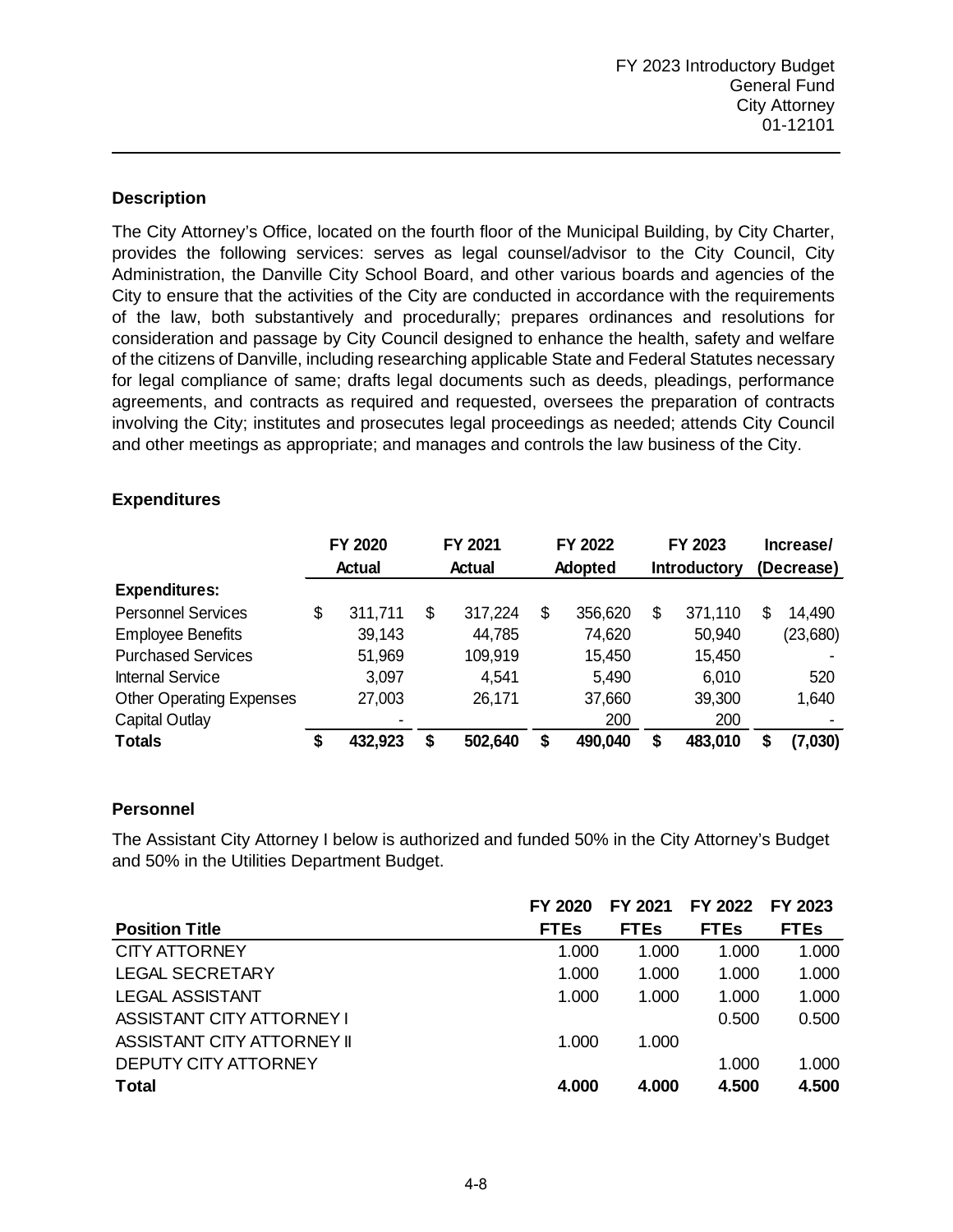FY 2023 Introductory Budget
General Fund
City Attorney
01-12101

### Description

The City Attorney's Office, located on the fourth floor of the Municipal Building, by City Charter, provides the following services: serves as legal counsel/advisor to the City Council, City Administration, the Danville City School Board, and other various boards and agencies of the City to ensure that the activities of the City are conducted in accordance with the requirements of the law, both substantively and procedurally; prepares ordinances and resolutions for consideration and passage by City Council designed to enhance the health, safety and welfare of the citizens of Danville, including researching applicable State and Federal Statutes necessary for legal compliance of same; drafts legal documents such as deeds, pleadings, performance agreements, and contracts as required and requested, oversees the preparation of contracts involving the City; institutes and prosecutes legal proceedings as needed; attends City Council and other meetings as appropriate; and manages and controls the law business of the City.

### Expenditures

| | FY 2020 Actual | FY 2021 Actual | FY 2022 Adopted | FY 2023 Introductory | Increase/ (Decrease) |
|---|---|---|---|---|---|
| **Expenditures:** | | | | | |
| Personnel Services | $ 311,711 | $ 317,224 | $ 356,620 | $ 371,110 | $ 14,490 |
| Employee Benefits | 39,143 | 44,785 | 74,620 | 50,940 | (23,680) |
| Purchased Services | 51,969 | 109,919 | 15,450 | 15,450 | - |
| Internal Service | 3,097 | 4,541 | 5,490 | 6,010 | 520 |
| Other Operating Expenses | 27,003 | 26,171 | 37,660 | 39,300 | 1,640 |
| Capital Outlay | - | | 200 | 200 | - |
| **Totals** | **$ 432,923** | **$ 502,640** | **$ 490,040** | **$ 483,010** | **$ (7,030)** |

### Personnel

The Assistant City Attorney I below is authorized and funded 50% in the City Attorney's Budget and 50% in the Utilities Department Budget.

| Position Title | FY 2020 FTEs | FY 2021 FTEs | FY 2022 FTEs | FY 2023 FTEs |
|---|---|---|---|---|
| CITY ATTORNEY | 1.000 | 1.000 | 1.000 | 1.000 |
| LEGAL SECRETARY | 1.000 | 1.000 | 1.000 | 1.000 |
| LEGAL ASSISTANT | 1.000 | 1.000 | 1.000 | 1.000 |
| ASSISTANT CITY ATTORNEY I | | | 0.500 | 0.500 |
| ASSISTANT CITY ATTORNEY II | 1.000 | 1.000 | | |
| DEPUTY CITY ATTORNEY | | | 1.000 | 1.000 |
| **Total** | **4.000** | **4.000** | **4.500** | **4.500** |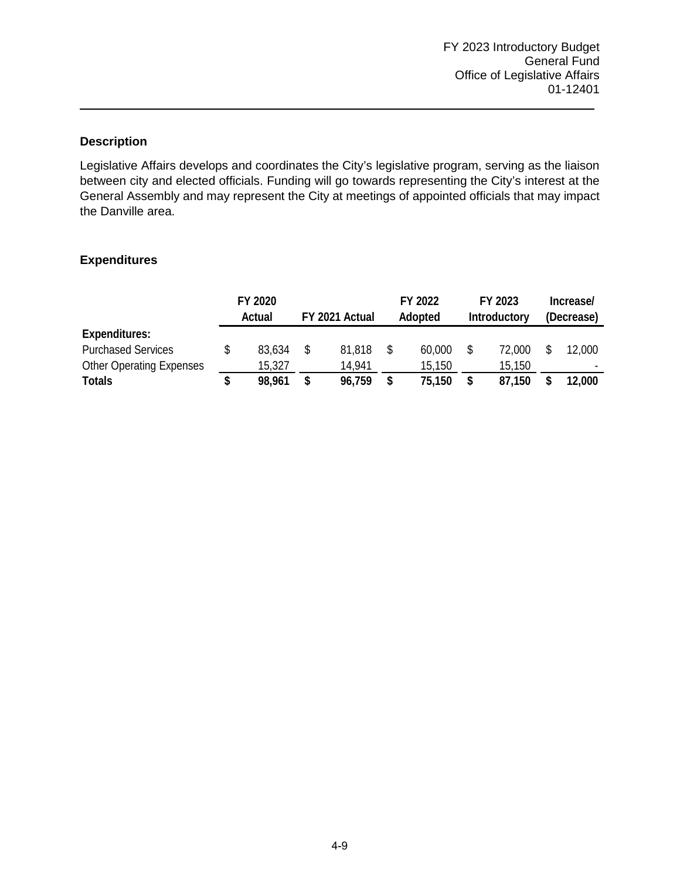FY 2023 Introductory Budget
General Fund
Office of Legislative Affairs
01-12401

## Description

Legislative Affairs develops and coordinates the City's legislative program, serving as the liaison between city and elected officials. Funding will go towards representing the City's interest at the General Assembly and may represent the City at meetings of appointed officials that may impact the Danville area.

## Expenditures

| | FY 2020 Actual | FY 2021 Actual | FY 2022 Adopted | FY 2023 Introductory | Increase/ (Decrease) |
|---|---|---|---|---|---|
| **Expenditures:** | | | | | |
| Purchased Services | $ 83,634 | $ 81,818 | $ 60,000 | $ 72,000 | $ 12,000 |
| Other Operating Expenses | 15,327 | 14,941 | 15,150 | 15,150 | - |
| **Totals** | **$ 98,961** | **$ 96,759** | **$ 75,150** | **$ 87,150** | **$ 12,000** |